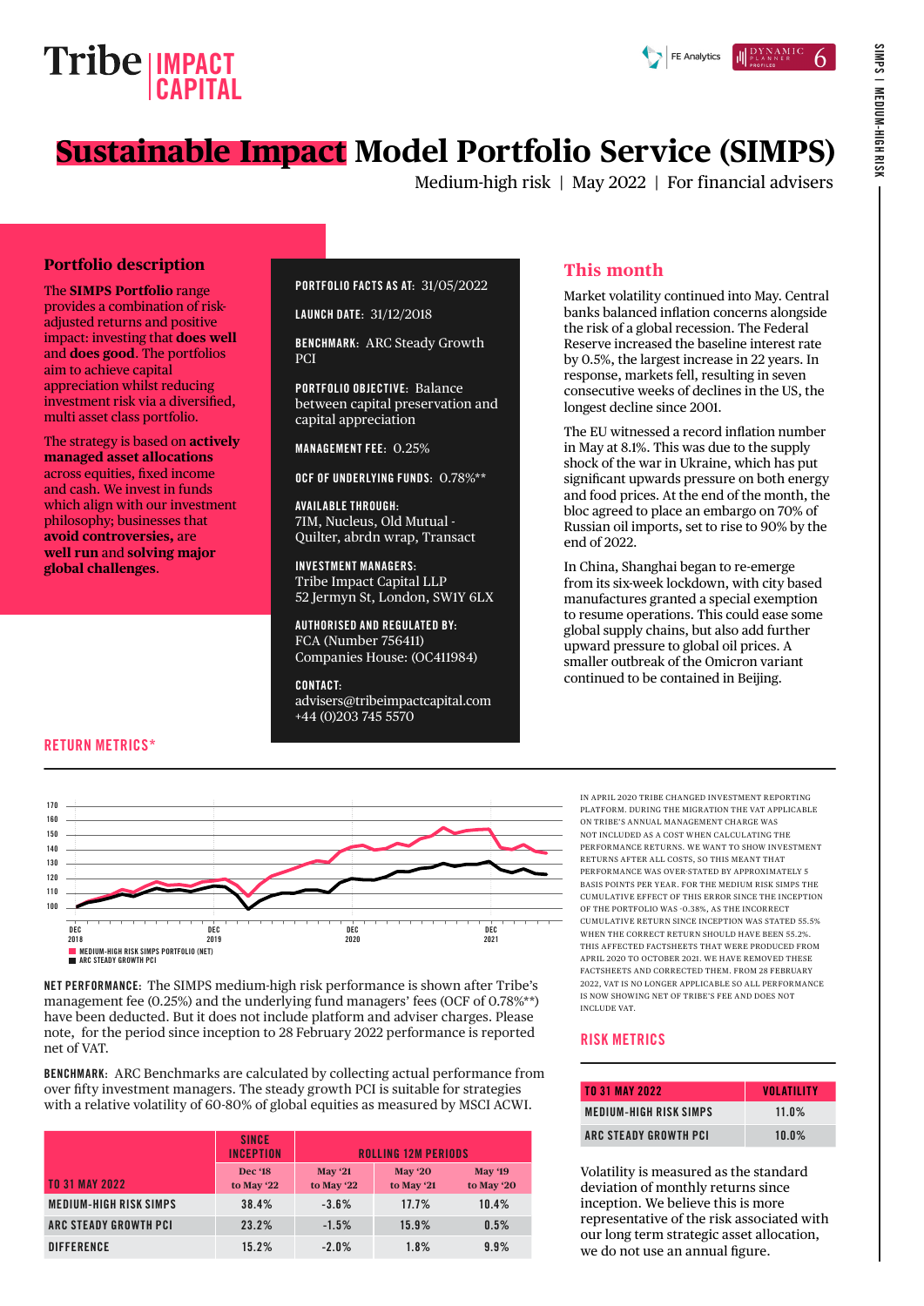# Tribe IMPACT CAPITAL

FE Analytics | DYNAMIC PLANNER PROFILED 6

# Sustainable Impact Model Portfolio Service (SIMPS)

Medium-high risk | May 2022 | For financial advisers

## Portfolio description

The **SIMPS Portfolio** range provides a combination of risk-adjusted returns and positive impact: investing that **does well** and **does good**. The portfolios aim to achieve capital appreciation whilst reducing investment risk via a diversified, multi asset class portfolio.

The strategy is based on **actively managed asset allocations** across equities, fixed income and cash. We invest in funds which align with our investment philosophy; businesses that **avoid controversies,** are **well run** and **solving major global challenges**.

**PORTFOLIO FACTS AS AT:** 31/05/2022

**LAUNCH DATE:** 31/12/2018

**BENCHMARK:** ARC Steady Growth PCI

**PORTFOLIO OBJECTIVE:** Balance between capital preservation and capital appreciation

**MANAGEMENT FEE:** 0.25%

**OCF OF UNDERLYING FUNDS:** 0.78%**

**AVAILABLE THROUGH:**
7IM, Nucleus, Old Mutual - Quilter, abrdn wrap, Transact

**INVESTMENT MANAGERS:**
Tribe Impact Capital LLP
52 Jermyn St, London, SW1Y 6LX

**AUTHORISED AND REGULATED BY:**
FCA (Number 756411)
Companies House: (OC411984)

**CONTACT:**
advisers@tribeimpactcapital.com
+44 (0)203 745 5570

## This month

Market volatility continued into May. Central banks balanced inflation concerns alongside the risk of a global recession. The Federal Reserve increased the baseline interest rate by 0.5%, the largest increase in 22 years. In response, markets fell, resulting in seven consecutive weeks of declines in the US, the longest decline since 2001.

The EU witnessed a record inflation number in May at 8.1%. This was due to the supply shock of the war in Ukraine, which has put significant upwards pressure on both energy and food prices. At the end of the month, the bloc agreed to place an embargo on 70% of Russian oil imports, set to rise to 90% by the end of 2022.

In China, Shanghai began to re-emerge from its six-week lockdown, with city based manufactures granted a special exemption to resume operations. This could ease some global supply chains, but also add further upward pressure to global oil prices. A smaller outbreak of the Omicron variant continued to be contained in Beijing.

## RETURN METRICS*

Chart legend: MEDIUM-HIGH RISK SIMPS PORTFOLIO (NET); ARC STEADY GROWTH PCI (x-axis: DEC 2018, DEC 2019, DEC 2020, DEC 2021; y-axis: 100–170)

IN APRIL 2020 TRIBE CHANGED INVESTMENT REPORTING PLATFORM. DURING THE MIGRATION THE VAT APPLICABLE ON TRIBE'S ANNUAL MANAGEMENT CHARGE WAS NOT INCLUDED AS A COST WHEN CALCULATING THE PERFORMANCE RETURNS. WE WANT TO SHOW INVESTMENT RETURNS AFTER ALL COSTS, SO THIS MEANT THAT PERFORMANCE WAS OVER-STATED BY APPROXIMATELY 5 BASIS POINTS PER YEAR. FOR THE MEDIUM RISK SIMPS THE CUMULATIVE EFFECT OF THIS ERROR SINCE THE INCEPTION OF THE PORTFOLIO WAS -0.38%, AS THE INCORRECT CUMULATIVE RETURN SINCE INCEPTION WAS STATED 55.5% WHEN THE CORRECT RETURN SHOULD HAVE BEEN 55.2%. THIS AFFECTED FACTSHEETS THAT WERE PRODUCED FROM APRIL 2020 TO OCTOBER 2021. WE HAVE REMOVED THESE FACTSHEETS AND CORRECTED THEM. FROM 28 FEBRUARY 2022, VAT IS NO LONGER APPLICABLE SO ALL PERFORMANCE IS NOW SHOWING NET OF TRIBE'S FEE AND DOES NOT INCLUDE VAT.

**NET PERFORMANCE:** The SIMPS medium-high risk performance is shown after Tribe's management fee (0.25%) and the underlying fund managers' fees (OCF of 0.78%**) have been deducted. But it does not include platform and adviser charges. Please note, for the period since inception to 28 February 2022 performance is reported net of VAT.

**BENCHMARK:** ARC Benchmarks are calculated by collecting actual performance from over fifty investment managers. The steady growth PCI is suitable for strategies with a relative volatility of 60-80% of global equities as measured by MSCI ACWI.

| TO 31 MAY 2022 | SINCE INCEPTION | ROLLING 12M PERIODS | | |
|---|---|---|---|---|
| | Dec '18 to May '22 | May '21 to May '22 | May '20 to May '21 | May '19 to May '20 |
| MEDIUM-HIGH RISK SIMPS | 38.4% | -3.6% | 17.7% | 10.4% |
| ARC STEADY GROWTH PCI | 23.2% | -1.5% | 15.9% | 0.5% |
| DIFFERENCE | 15.2% | -2.0% | 1.8% | 9.9% |

## RISK METRICS

| TO 31 MAY 2022 | VOLATILITY |
|---|---|
| MEDIUM-HIGH RISK SIMPS | 11.0% |
| ARC STEADY GROWTH PCI | 10.0% |

Volatility is measured as the standard deviation of monthly returns since inception. We believe this is more representative of the risk associated with our long term strategic asset allocation, we do not use an annual figure.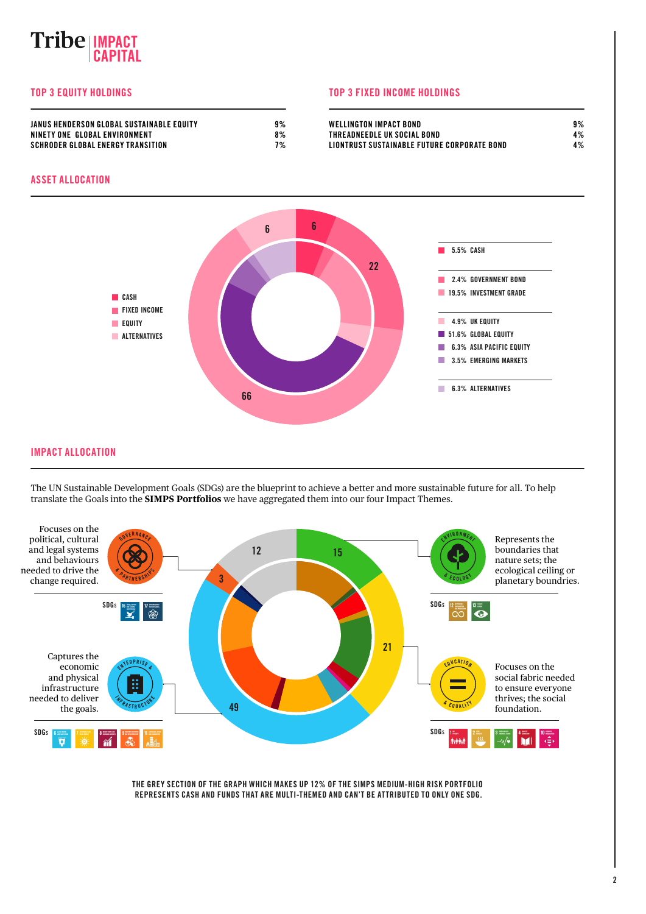## TOP 3 EQUITY HOLDINGS

| | |
|---|---|
| JANUS HENDERSON GLOBAL SUSTAINABLE EQUITY | 9% |
| NINETY ONE GLOBAL ENVIRONMENT | 8% |
| SCHRODER GLOBAL ENERGY TRANSITION | 7% |

## TOP 3 FIXED INCOME HOLDINGS

| | |
|---|---|
| WELLINGTON IMPACT BOND | 9% |
| THREADNEEDLE UK SOCIAL BOND | 4% |
| LIONTRUST SUSTAINABLE FUTURE CORPORATE BOND | 4% |

## ASSET ALLOCATION

- CASH
- FIXED INCOME
- EQUITY
- ALTERNATIVES

6, 6, 22, 66

- 5.5% CASH
- 2.4% GOVERNMENT BOND
- 19.5% INVESTMENT GRADE
- 4.9% UK EQUITY
- 51.6% GLOBAL EQUITY
- 6.3% ASIA PACIFIC EQUITY
- 3.5% EMERGING MARKETS
- 6.3% ALTERNATIVES

## IMPACT ALLOCATION

The UN Sustainable Development Goals (SDGs) are the blueprint to achieve a better and more sustainable future for all. To help translate the Goals into the **SIMPS Portfolios** we have aggregated them into our four Impact Themes.

**GOVERNANCE & PARTNERSHIPS** (3): Focuses on the political, cultural and legal systems and behaviours needed to drive the change required.

SDGs 16, 17

**ENVIRONMENT & ECOLOGY** (15): Represents the boundaries that nature sets; the ecological ceiling or planetary boundries.

SDGs 12, 13

**ENTERPRISE & INFRASTRUCTURE** (49): Captures the economic and physical infrastructure needed to deliver the goals.

SDGs 6, 7, 8, 9, 11

**EDUCATION & EQUALITY** (21): Focuses on the social fabric needed to ensure everyone thrives; the social foundation.

SDGs 1, 2, 3, 4, 10

12

THE GREY SECTION OF THE GRAPH WHICH MAKES UP 12% OF THE SIMPS MEDIUM-HIGH RISK PORTFOLIO REPRESENTS CASH AND FUNDS THAT ARE MULTI-THEMED AND CAN'T BE ATTRIBUTED TO ONLY ONE SDG.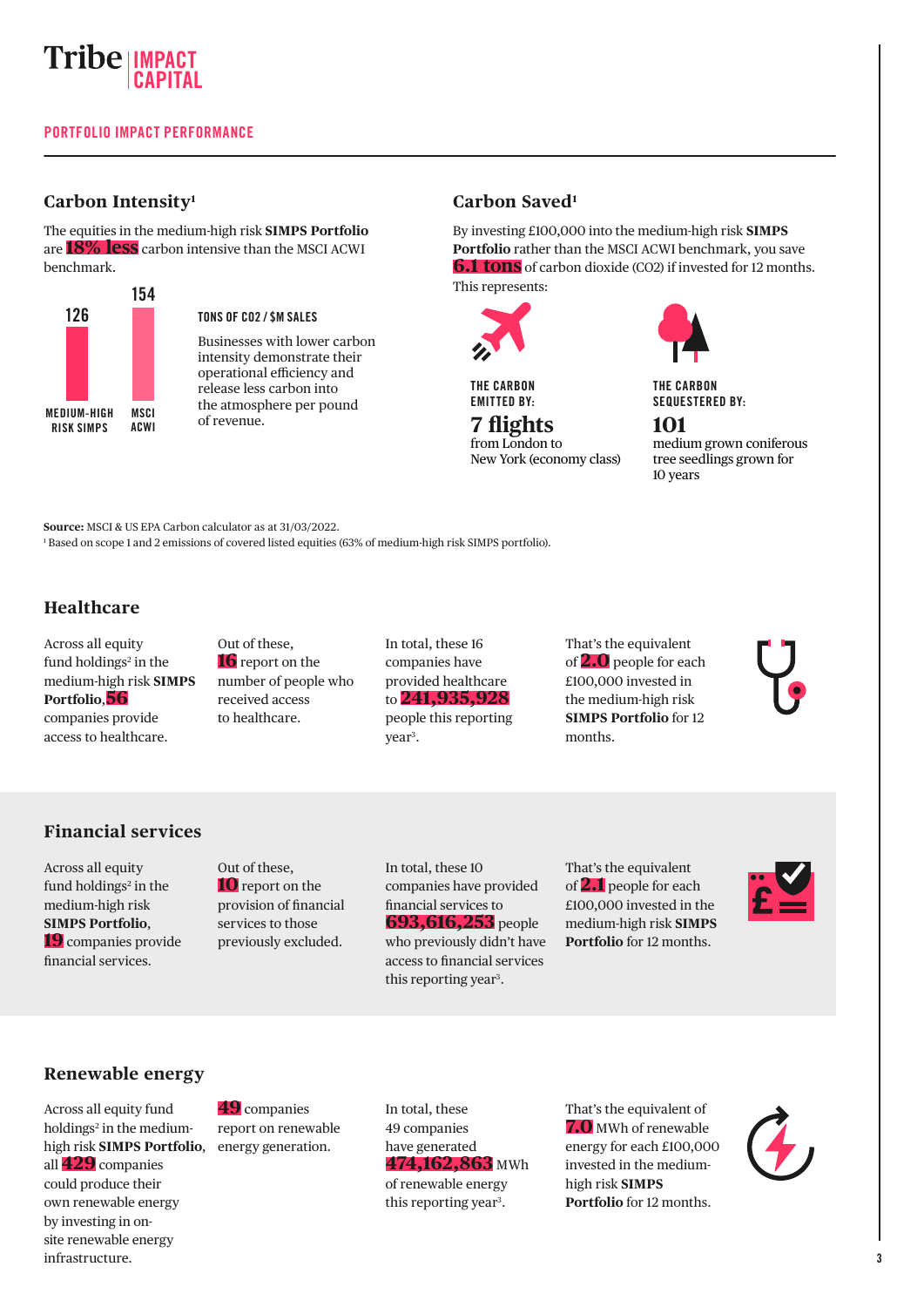Tribe IMPACT CAPITAL

**PORTFOLIO IMPACT PERFORMANCE**

## Carbon Intensity[1]

The equities in the medium-high risk **SIMPS Portfolio** are **18% less** carbon intensive than the MSCI ACWI benchmark.

| | MEDIUM-HIGH RISK SIMPS | MSCI ACWI |
|---|---|---|
| TONS OF $CO_2$ / $M SALES | 126 | 154 |

Businesses with lower carbon intensity demonstrate their operational efficiency and release less carbon into the atmosphere per pound of revenue.

## Carbon Saved[1]

By investing £100,000 into the medium-high risk **SIMPS Portfolio** rather than the MSCI ACWI benchmark, you save **6.1 tons** of carbon dioxide (CO2) if invested for 12 months. This represents:

THE CARBON EMITTED BY:
**7 flights**
from London to New York (economy class)

THE CARBON SEQUESTERED BY:
**101**
medium grown coniferous tree seedlings grown for 10 years

**Source:** MSCI & US EPA Carbon calculator as at 31/03/2022.
[1] Based on scope 1 and 2 emissions of covered listed equities (63% of medium-high risk SIMPS portfolio).

## Healthcare

Across all equity fund holdings[2] in the medium-high risk **SIMPS Portfolio**, **56** companies provide access to healthcare.

Out of these, **16** report on the number of people who received access to healthcare.

In total, these 16 companies have provided healthcare to **241,935,928** people this reporting year[3].

That's the equivalent of **2.0** people for each £100,000 invested in the medium-high risk **SIMPS Portfolio** for 12 months.

## Financial services

Across all equity fund holdings[2] in the medium-high risk **SIMPS Portfolio**, **19** companies provide financial services.

Out of these, **10** report on the provision of financial services to those previously excluded.

In total, these 10 companies have provided financial services to **693,616,253** people who previously didn't have access to financial services this reporting year[3].

That's the equivalent of **2.1** people for each £100,000 invested in the medium-high risk **SIMPS Portfolio** for 12 months.

## Renewable energy

Across all equity fund holdings[2] in the medium-high risk **SIMPS Portfolio**, all **429** companies could produce their own renewable energy by investing in on-site renewable energy infrastructure.

**49** companies report on renewable energy generation.

In total, these 49 companies have generated **474,162,863** MWh of renewable energy this reporting year[3].

That's the equivalent of **7.0** MWh of renewable energy for each £100,000 invested in the medium-high risk **SIMPS Portfolio** for 12 months.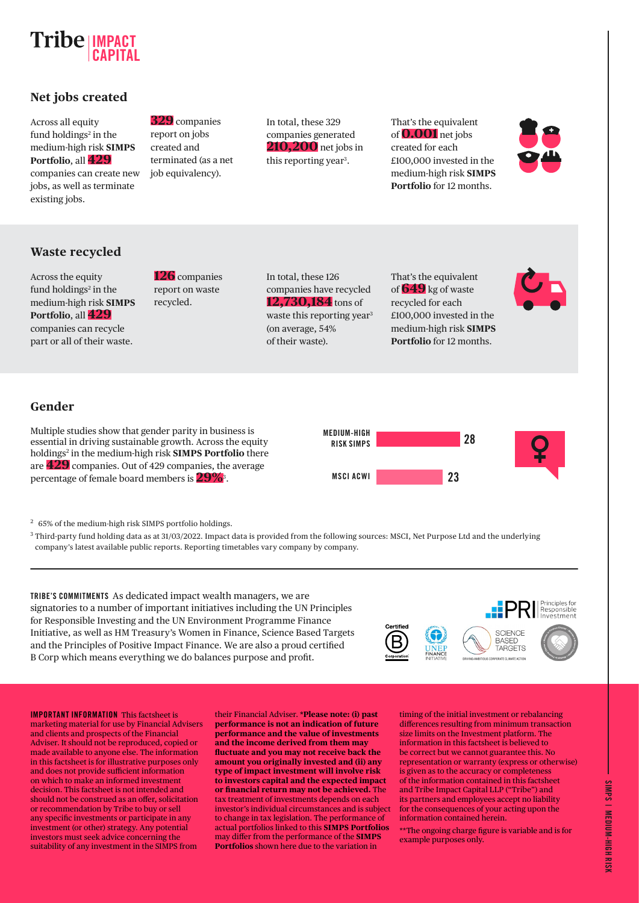# Tribe | IMPACT CAPITAL

## Net jobs created

Across all equity fund holdings[2] in the medium-high risk **SIMPS Portfolio**, all **429** companies can create new jobs, as well as terminate existing jobs.

**329** companies report on jobs created and terminated (as a net job equivalency).

In total, these 329 companies generated **210,200** net jobs in this reporting year[3].

That's the equivalent of **0.001** net jobs created for each £100,000 invested in the medium-high risk **SIMPS Portfolio** for 12 months.

## Waste recycled

Across the equity fund holdings[2] in the medium-high risk **SIMPS Portfolio**, all **429** companies can recycle part or all of their waste.

**126** companies report on waste recycled.

In total, these 126 companies have recycled **12,730,184** tons of waste this reporting year[3] (on average, 54% of their waste).

That's the equivalent of **649** kg of waste recycled for each £100,000 invested in the medium-high risk **SIMPS Portfolio** for 12 months.

## Gender

Multiple studies show that gender parity in business is essential in driving sustainable growth. Across the equity holdings[2] in the medium-high risk **SIMPS Portfolio** there are **429** companies. Out of 429 companies, the average percentage of female board members is **29%**[3].

MEDIUM-HIGH RISK SIMPS 28

MSCI ACWI 23

[2] 65% of the medium-high risk SIMPS portfolio holdings.

[3] Third-party fund holding data as at 31/03/2022. Impact data is provided from the following sources: MSCI, Net Purpose Ltd and the underlying company's latest available public reports. Reporting timetables vary company by company.

**TRIBE'S COMMITMENTS** As dedicated impact wealth managers, we are signatories to a number of important initiatives including the UN Principles for Responsible Investing and the UN Environment Programme Finance Initiative, as well as HM Treasury's Women in Finance, Science Based Targets and the Principles of Positive Impact Finance. We are also a proud certified B Corp which means everything we do balances purpose and profit.

**IMPORTANT INFORMATION** This factsheet is marketing material for use by Financial Advisers and clients and prospects of the Financial Adviser. It should not be reproduced, copied or made available to anyone else. The information in this factsheet is for illustrative purposes only and does not provide sufficient information on which to make an informed investment decision. This factsheet is not intended and should not be construed as an offer, solicitation or recommendation by Tribe to buy or sell any specific investments or participate in any investment (or other) strategy. Any potential investors must seek advice concerning the suitability of any investment in the SIMPS from their Financial Adviser. ***Please note: (i) past performance is not an indication of future performance and the value of investments and the income derived from them may fluctuate and you may not receive back the amount you originally invested and (ii) any type of impact investment will involve risk to investors capital and the expected impact or financial return may not be achieved.** The tax treatment of investments depends on each investor's individual circumstances and is subject to change in tax legislation. The performance of actual portfolios linked to this **SIMPS Portfolios** may differ from the performance of the **SIMPS Portfolios** shown here due to the variation in timing of the initial investment or rebalancing differences resulting from minimum transaction size limits on the Investment platform. The information in this factsheet is believed to be correct but we cannot guarantee this. No representation or warranty (express or otherwise) is given as to the accuracy or completeness of the information contained in this factsheet and Tribe Impact Capital LLP ("Tribe") and its partners and employees accept no liability for the consequences of your acting upon the information contained herein.

**The ongoing charge figure is variable and is for example purposes only.